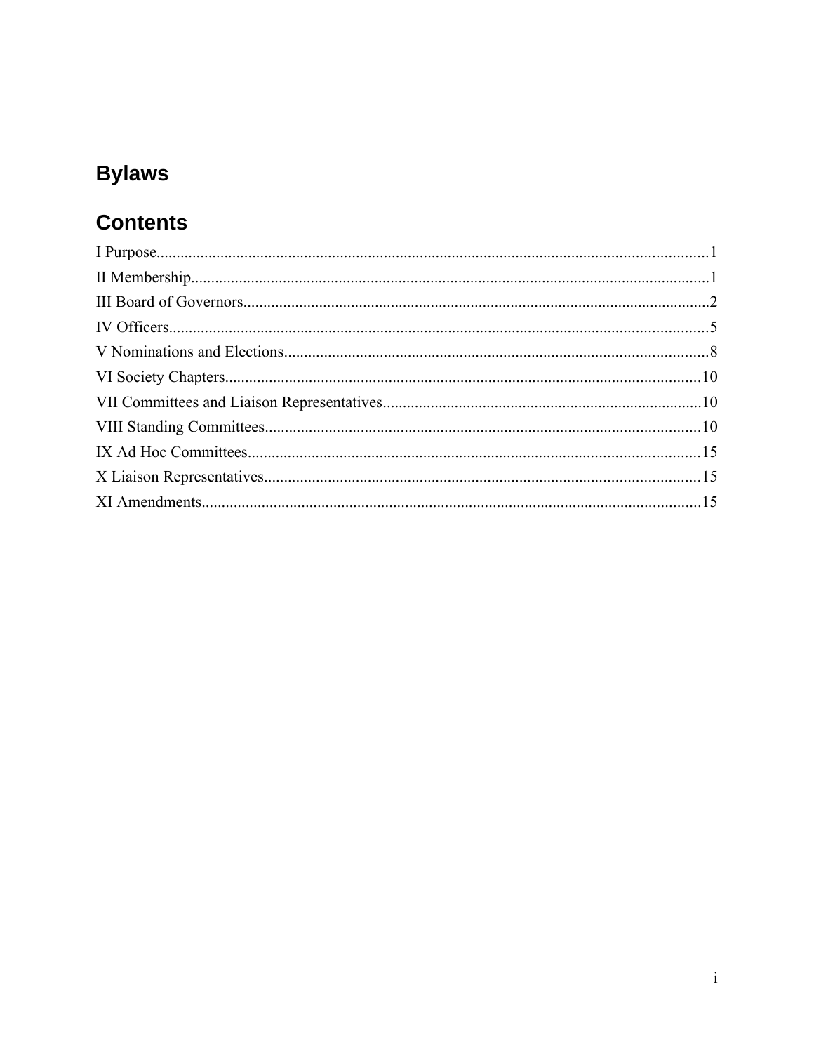# Bylaws

## Contents

I Purpose.........................................................................................................................................1
II Membership.................................................................................................................................1
III Board of Governors...................................................................................................................2
IV Officers......................................................................................................................................5
V Nominations and Elections.........................................................................................................8
VI Society Chapters......................................................................................................................10
VII Committees and Liaison Representatives...............................................................................10
VIII Standing Committees............................................................................................................10
IX Ad Hoc Committees................................................................................................................15
X Liaison Representatives............................................................................................................15
XI Amendments...........................................................................................................................15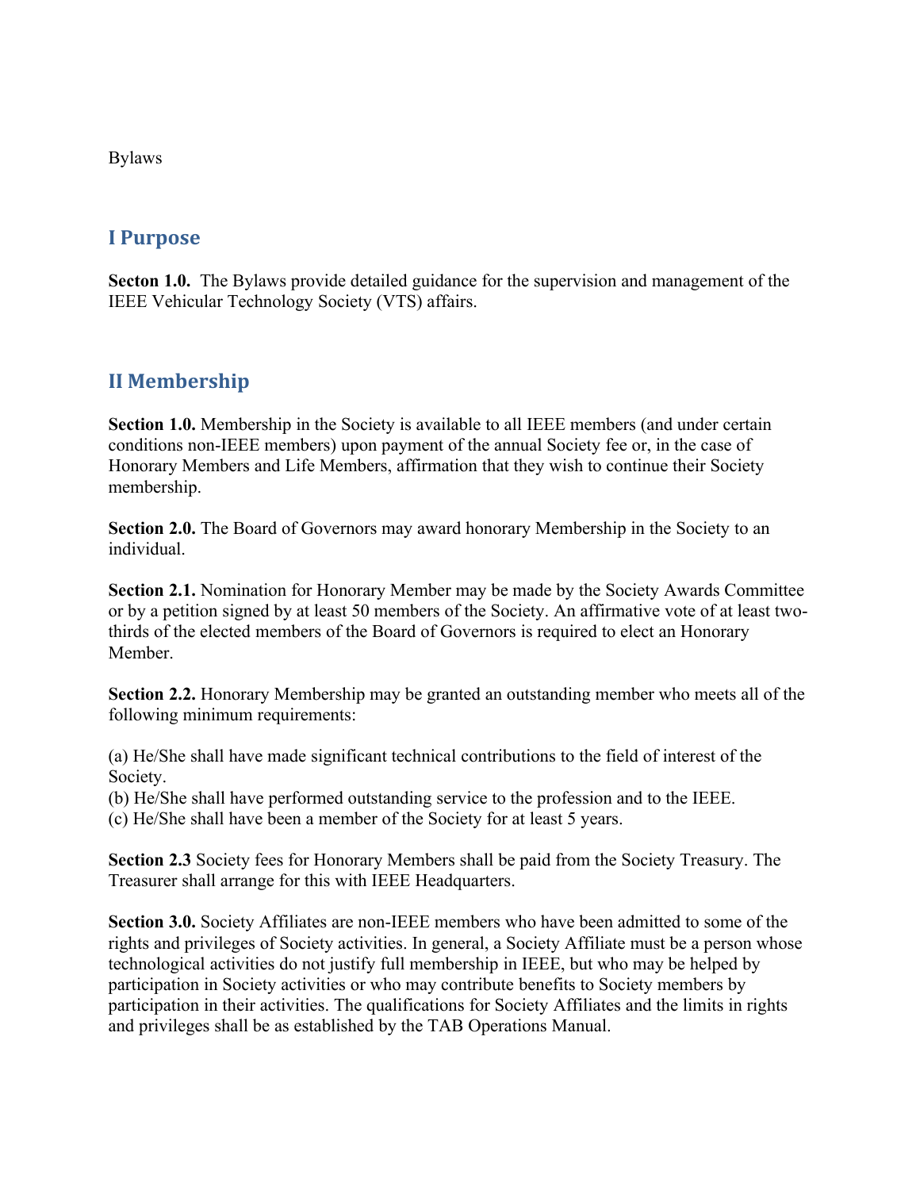Bylaws

## I Purpose

**Secton 1.0.** The Bylaws provide detailed guidance for the supervision and management of the IEEE Vehicular Technology Society (VTS) affairs.

## II Membership

**Section 1.0.** Membership in the Society is available to all IEEE members (and under certain conditions non-IEEE members) upon payment of the annual Society fee or, in the case of Honorary Members and Life Members, affirmation that they wish to continue their Society membership.

**Section 2.0.** The Board of Governors may award honorary Membership in the Society to an individual.

**Section 2.1.** Nomination for Honorary Member may be made by the Society Awards Committee or by a petition signed by at least 50 members of the Society. An affirmative vote of at least two-thirds of the elected members of the Board of Governors is required to elect an Honorary Member.

**Section 2.2.** Honorary Membership may be granted an outstanding member who meets all of the following minimum requirements:

(a) He/She shall have made significant technical contributions to the field of interest of the Society.
(b) He/She shall have performed outstanding service to the profession and to the IEEE.
(c) He/She shall have been a member of the Society for at least 5 years.

**Section 2.3** Society fees for Honorary Members shall be paid from the Society Treasury. The Treasurer shall arrange for this with IEEE Headquarters.

**Section 3.0.** Society Affiliates are non-IEEE members who have been admitted to some of the rights and privileges of Society activities. In general, a Society Affiliate must be a person whose technological activities do not justify full membership in IEEE, but who may be helped by participation in Society activities or who may contribute benefits to Society members by participation in their activities. The qualifications for Society Affiliates and the limits in rights and privileges shall be as established by the TAB Operations Manual.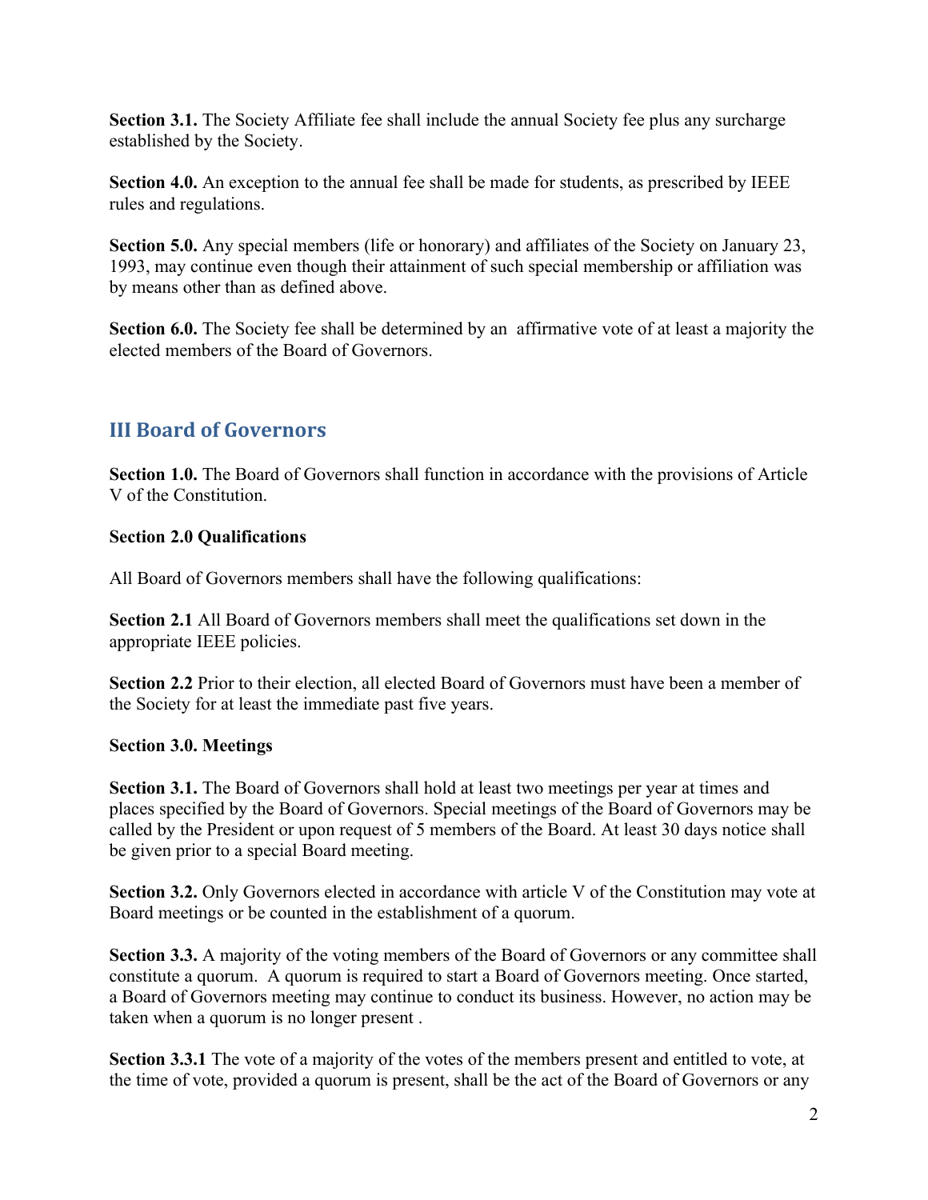**Section 3.1.** The Society Affiliate fee shall include the annual Society fee plus any surcharge established by the Society.

**Section 4.0.** An exception to the annual fee shall be made for students, as prescribed by IEEE rules and regulations.

**Section 5.0.** Any special members (life or honorary) and affiliates of the Society on January 23, 1993, may continue even though their attainment of such special membership or affiliation was by means other than as defined above.

**Section 6.0.** The Society fee shall be determined by an affirmative vote of at least a majority the elected members of the Board of Governors.

## III Board of Governors

**Section 1.0.** The Board of Governors shall function in accordance with the provisions of Article V of the Constitution.

**Section 2.0 Qualifications**

All Board of Governors members shall have the following qualifications:

**Section 2.1** All Board of Governors members shall meet the qualifications set down in the appropriate IEEE policies.

**Section 2.2** Prior to their election, all elected Board of Governors must have been a member of the Society for at least the immediate past five years.

**Section 3.0. Meetings**

**Section 3.1.** The Board of Governors shall hold at least two meetings per year at times and places specified by the Board of Governors. Special meetings of the Board of Governors may be called by the President or upon request of 5 members of the Board. At least 30 days notice shall be given prior to a special Board meeting.

**Section 3.2.** Only Governors elected in accordance with article V of the Constitution may vote at Board meetings or be counted in the establishment of a quorum.

**Section 3.3.** A majority of the voting members of the Board of Governors or any committee shall constitute a quorum. A quorum is required to start a Board of Governors meeting. Once started, a Board of Governors meeting may continue to conduct its business. However, no action may be taken when a quorum is no longer present .

**Section 3.3.1** The vote of a majority of the votes of the members present and entitled to vote, at the time of vote, provided a quorum is present, shall be the act of the Board of Governors or any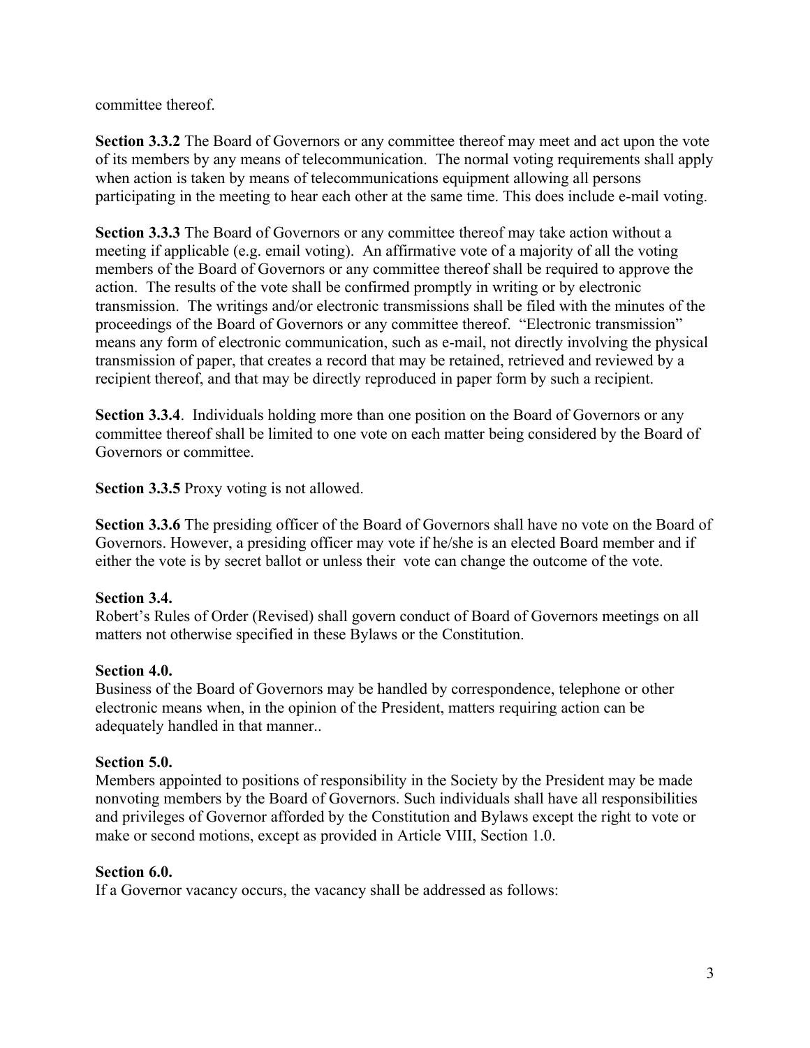committee thereof.

**Section 3.3.2** The Board of Governors or any committee thereof may meet and act upon the vote of its members by any means of telecommunication. The normal voting requirements shall apply when action is taken by means of telecommunications equipment allowing all persons participating in the meeting to hear each other at the same time. This does include e-mail voting.

**Section 3.3.3** The Board of Governors or any committee thereof may take action without a meeting if applicable (e.g. email voting). An affirmative vote of a majority of all the voting members of the Board of Governors or any committee thereof shall be required to approve the action. The results of the vote shall be confirmed promptly in writing or by electronic transmission. The writings and/or electronic transmissions shall be filed with the minutes of the proceedings of the Board of Governors or any committee thereof. "Electronic transmission" means any form of electronic communication, such as e-mail, not directly involving the physical transmission of paper, that creates a record that may be retained, retrieved and reviewed by a recipient thereof, and that may be directly reproduced in paper form by such a recipient.

**Section 3.3.4**. Individuals holding more than one position on the Board of Governors or any committee thereof shall be limited to one vote on each matter being considered by the Board of Governors or committee.

**Section 3.3.5** Proxy voting is not allowed.

**Section 3.3.6** The presiding officer of the Board of Governors shall have no vote on the Board of Governors. However, a presiding officer may vote if he/she is an elected Board member and if either the vote is by secret ballot or unless their vote can change the outcome of the vote.

**Section 3.4.**
Robert's Rules of Order (Revised) shall govern conduct of Board of Governors meetings on all matters not otherwise specified in these Bylaws or the Constitution.

**Section 4.0.**
Business of the Board of Governors may be handled by correspondence, telephone or other electronic means when, in the opinion of the President, matters requiring action can be adequately handled in that manner..

**Section 5.0.**
Members appointed to positions of responsibility in the Society by the President may be made nonvoting members by the Board of Governors. Such individuals shall have all responsibilities and privileges of Governor afforded by the Constitution and Bylaws except the right to vote or make or second motions, except as provided in Article VIII, Section 1.0.

**Section 6.0.**
If a Governor vacancy occurs, the vacancy shall be addressed as follows: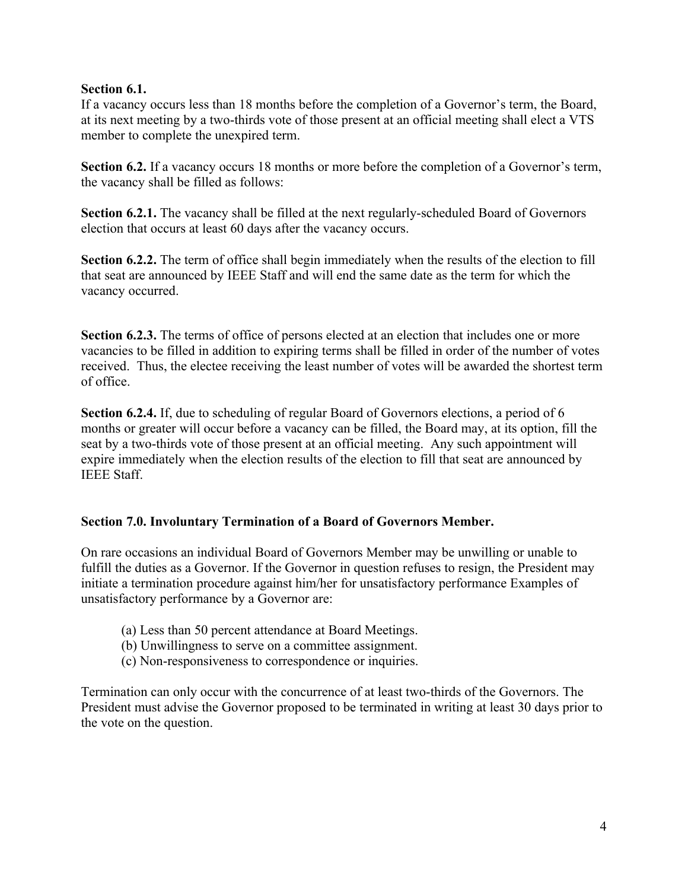**Section 6.1.**
If a vacancy occurs less than 18 months before the completion of a Governor's term, the Board, at its next meeting by a two-thirds vote of those present at an official meeting shall elect a VTS member to complete the unexpired term.

**Section 6.2.** If a vacancy occurs 18 months or more before the completion of a Governor's term, the vacancy shall be filled as follows:

**Section 6.2.1.** The vacancy shall be filled at the next regularly-scheduled Board of Governors election that occurs at least 60 days after the vacancy occurs.

**Section 6.2.2.** The term of office shall begin immediately when the results of the election to fill that seat are announced by IEEE Staff and will end the same date as the term for which the vacancy occurred.

**Section 6.2.3.** The terms of office of persons elected at an election that includes one or more vacancies to be filled in addition to expiring terms shall be filled in order of the number of votes received. Thus, the electee receiving the least number of votes will be awarded the shortest term of office.

**Section 6.2.4.** If, due to scheduling of regular Board of Governors elections, a period of 6 months or greater will occur before a vacancy can be filled, the Board may, at its option, fill the seat by a two-thirds vote of those present at an official meeting. Any such appointment will expire immediately when the election results of the election to fill that seat are announced by IEEE Staff.

**Section 7.0. Involuntary Termination of a Board of Governors Member.**

On rare occasions an individual Board of Governors Member may be unwilling or unable to fulfill the duties as a Governor. If the Governor in question refuses to resign, the President may initiate a termination procedure against him/her for unsatisfactory performance Examples of unsatisfactory performance by a Governor are:

(a) Less than 50 percent attendance at Board Meetings.
(b) Unwillingness to serve on a committee assignment.
(c) Non-responsiveness to correspondence or inquiries.

Termination can only occur with the concurrence of at least two-thirds of the Governors. The President must advise the Governor proposed to be terminated in writing at least 30 days prior to the vote on the question.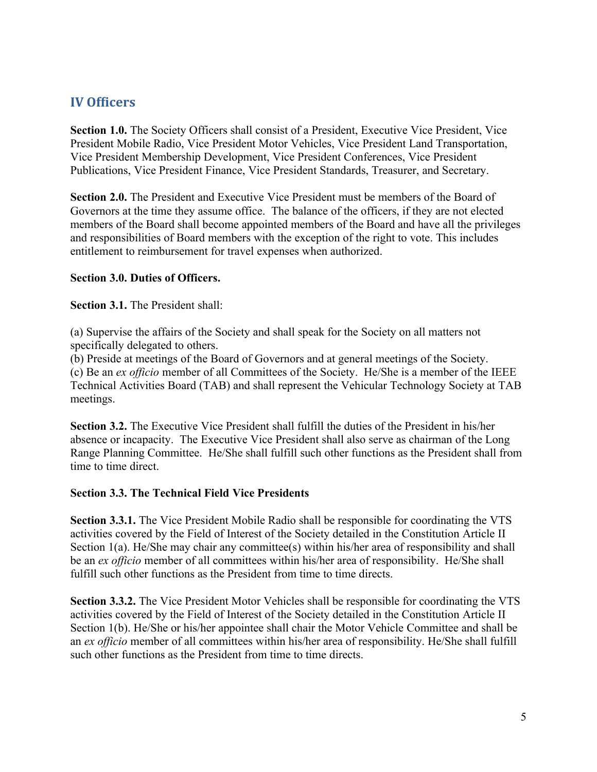## IV Officers

**Section 1.0.** The Society Officers shall consist of a President, Executive Vice President, Vice President Mobile Radio, Vice President Motor Vehicles, Vice President Land Transportation, Vice President Membership Development, Vice President Conferences, Vice President Publications, Vice President Finance, Vice President Standards, Treasurer, and Secretary.

**Section 2.0.** The President and Executive Vice President must be members of the Board of Governors at the time they assume office. The balance of the officers, if they are not elected members of the Board shall become appointed members of the Board and have all the privileges and responsibilities of Board members with the exception of the right to vote. This includes entitlement to reimbursement for travel expenses when authorized.

**Section 3.0. Duties of Officers.**

**Section 3.1.** The President shall:

(a) Supervise the affairs of the Society and shall speak for the Society on all matters not specifically delegated to others.
(b) Preside at meetings of the Board of Governors and at general meetings of the Society.
(c) Be an *ex officio* member of all Committees of the Society. He/She is a member of the IEEE Technical Activities Board (TAB) and shall represent the Vehicular Technology Society at TAB meetings.

**Section 3.2.** The Executive Vice President shall fulfill the duties of the President in his/her absence or incapacity. The Executive Vice President shall also serve as chairman of the Long Range Planning Committee. He/She shall fulfill such other functions as the President shall from time to time direct.

**Section 3.3. The Technical Field Vice Presidents**

**Section 3.3.1.** The Vice President Mobile Radio shall be responsible for coordinating the VTS activities covered by the Field of Interest of the Society detailed in the Constitution Article II Section 1(a). He/She may chair any committee(s) within his/her area of responsibility and shall be an *ex officio* member of all committees within his/her area of responsibility. He/She shall fulfill such other functions as the President from time to time directs.

**Section 3.3.2.** The Vice President Motor Vehicles shall be responsible for coordinating the VTS activities covered by the Field of Interest of the Society detailed in the Constitution Article II Section 1(b). He/She or his/her appointee shall chair the Motor Vehicle Committee and shall be an *ex officio* member of all committees within his/her area of responsibility. He/She shall fulfill such other functions as the President from time to time directs.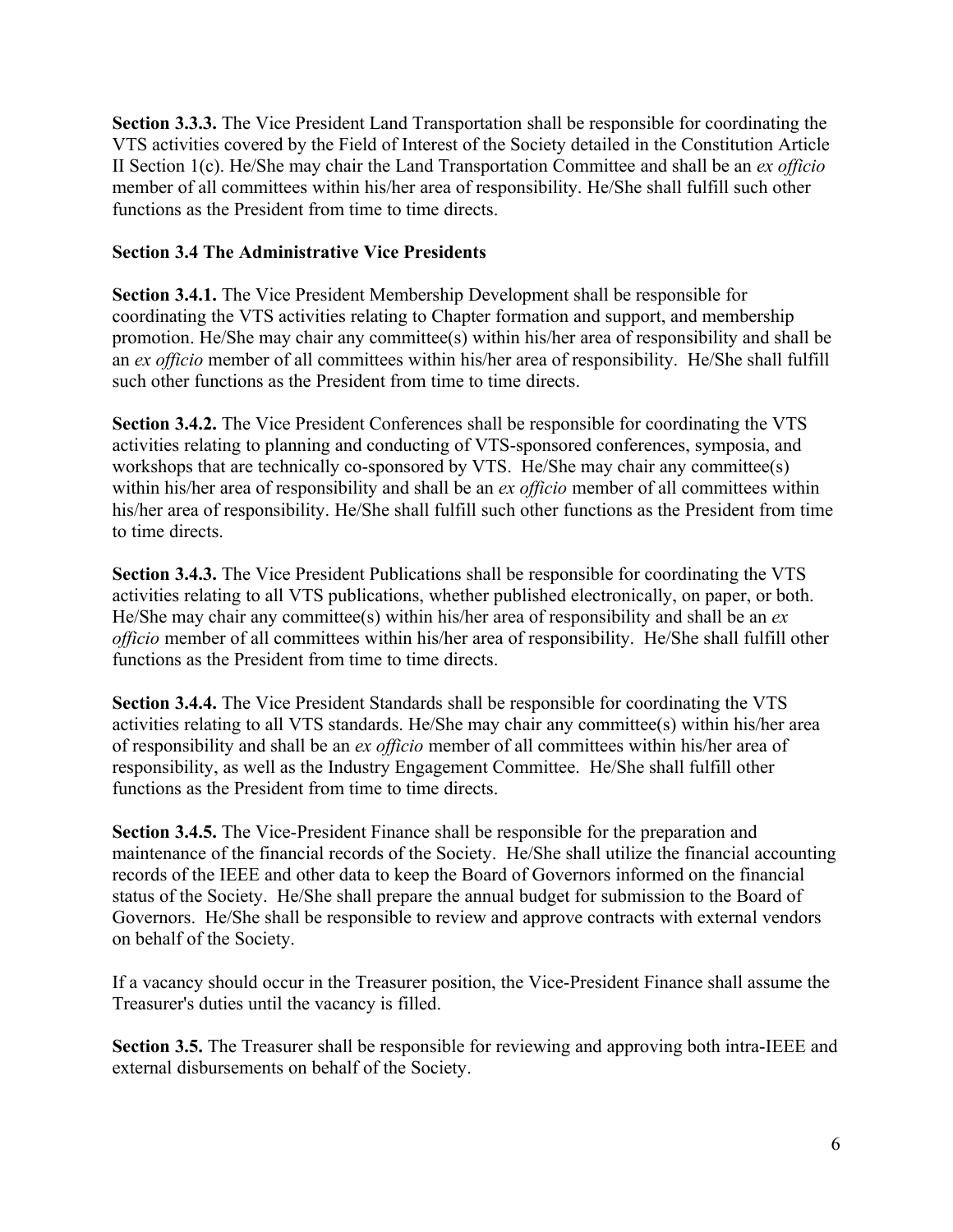**Section 3.3.3.** The Vice President Land Transportation shall be responsible for coordinating the VTS activities covered by the Field of Interest of the Society detailed in the Constitution Article II Section 1(c). He/She may chair the Land Transportation Committee and shall be an *ex officio* member of all committees within his/her area of responsibility. He/She shall fulfill such other functions as the President from time to time directs.

**Section 3.4 The Administrative Vice Presidents**

**Section 3.4.1.** The Vice President Membership Development shall be responsible for coordinating the VTS activities relating to Chapter formation and support, and membership promotion. He/She may chair any committee(s) within his/her area of responsibility and shall be an *ex officio* member of all committees within his/her area of responsibility. He/She shall fulfill such other functions as the President from time to time directs.

**Section 3.4.2.** The Vice President Conferences shall be responsible for coordinating the VTS activities relating to planning and conducting of VTS-sponsored conferences, symposia, and workshops that are technically co-sponsored by VTS. He/She may chair any committee(s) within his/her area of responsibility and shall be an *ex officio* member of all committees within his/her area of responsibility. He/She shall fulfill such other functions as the President from time to time directs.

**Section 3.4.3.** The Vice President Publications shall be responsible for coordinating the VTS activities relating to all VTS publications, whether published electronically, on paper, or both. He/She may chair any committee(s) within his/her area of responsibility and shall be an *ex officio* member of all committees within his/her area of responsibility. He/She shall fulfill other functions as the President from time to time directs.

**Section 3.4.4.** The Vice President Standards shall be responsible for coordinating the VTS activities relating to all VTS standards. He/She may chair any committee(s) within his/her area of responsibility and shall be an *ex officio* member of all committees within his/her area of responsibility, as well as the Industry Engagement Committee. He/She shall fulfill other functions as the President from time to time directs.

**Section 3.4.5.** The Vice-President Finance shall be responsible for the preparation and maintenance of the financial records of the Society. He/She shall utilize the financial accounting records of the IEEE and other data to keep the Board of Governors informed on the financial status of the Society. He/She shall prepare the annual budget for submission to the Board of Governors. He/She shall be responsible to review and approve contracts with external vendors on behalf of the Society.

If a vacancy should occur in the Treasurer position, the Vice-President Finance shall assume the Treasurer's duties until the vacancy is filled.

**Section 3.5.** The Treasurer shall be responsible for reviewing and approving both intra-IEEE and external disbursements on behalf of the Society.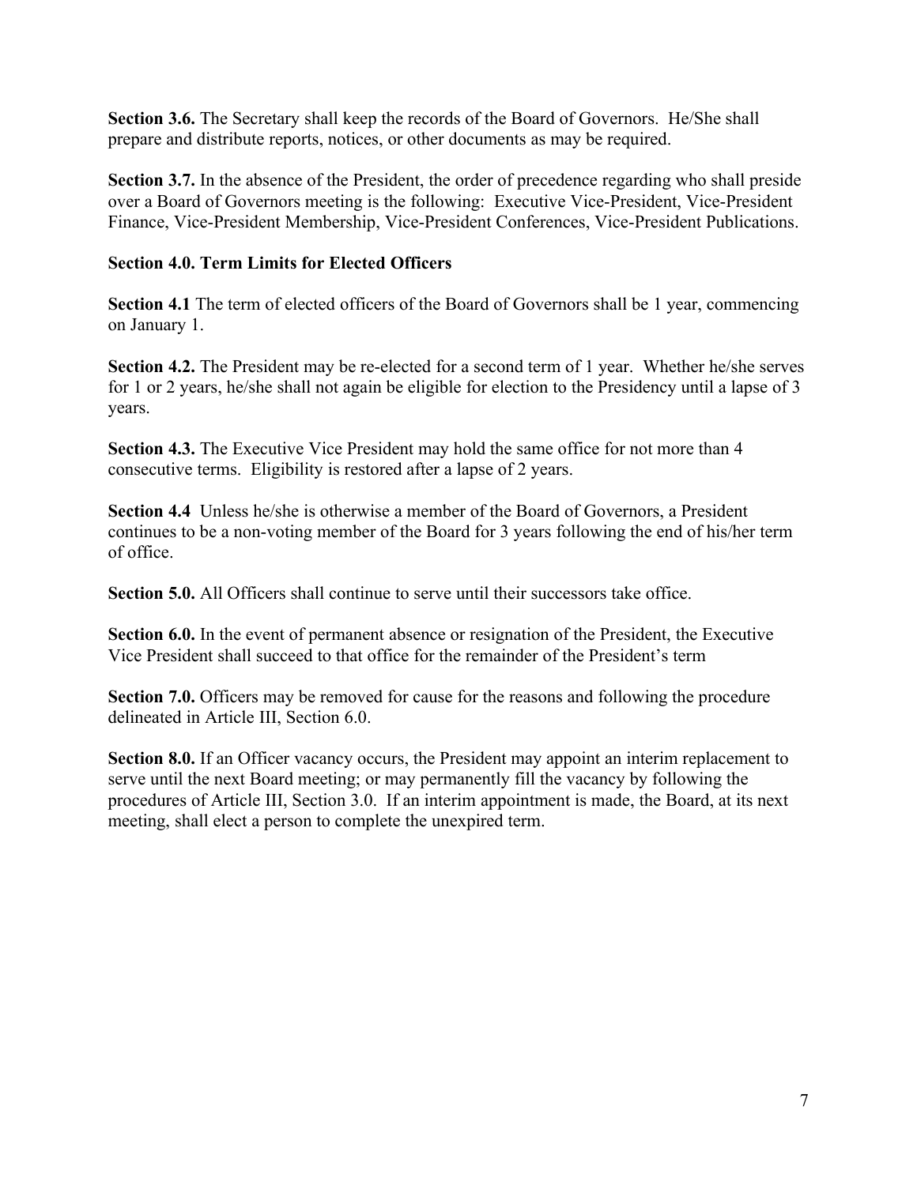**Section 3.6.** The Secretary shall keep the records of the Board of Governors. He/She shall prepare and distribute reports, notices, or other documents as may be required.

**Section 3.7.** In the absence of the President, the order of precedence regarding who shall preside over a Board of Governors meeting is the following: Executive Vice-President, Vice-President Finance, Vice-President Membership, Vice-President Conferences, Vice-President Publications.

**Section 4.0. Term Limits for Elected Officers**

**Section 4.1** The term of elected officers of the Board of Governors shall be 1 year, commencing on January 1.

**Section 4.2.** The President may be re-elected for a second term of 1 year. Whether he/she serves for 1 or 2 years, he/she shall not again be eligible for election to the Presidency until a lapse of 3 years.

**Section 4.3.** The Executive Vice President may hold the same office for not more than 4 consecutive terms. Eligibility is restored after a lapse of 2 years.

**Section 4.4** Unless he/she is otherwise a member of the Board of Governors, a President continues to be a non-voting member of the Board for 3 years following the end of his/her term of office.

**Section 5.0.** All Officers shall continue to serve until their successors take office.

**Section 6.0.** In the event of permanent absence or resignation of the President, the Executive Vice President shall succeed to that office for the remainder of the President's term

**Section 7.0.** Officers may be removed for cause for the reasons and following the procedure delineated in Article III, Section 6.0.

**Section 8.0.** If an Officer vacancy occurs, the President may appoint an interim replacement to serve until the next Board meeting; or may permanently fill the vacancy by following the procedures of Article III, Section 3.0. If an interim appointment is made, the Board, at its next meeting, shall elect a person to complete the unexpired term.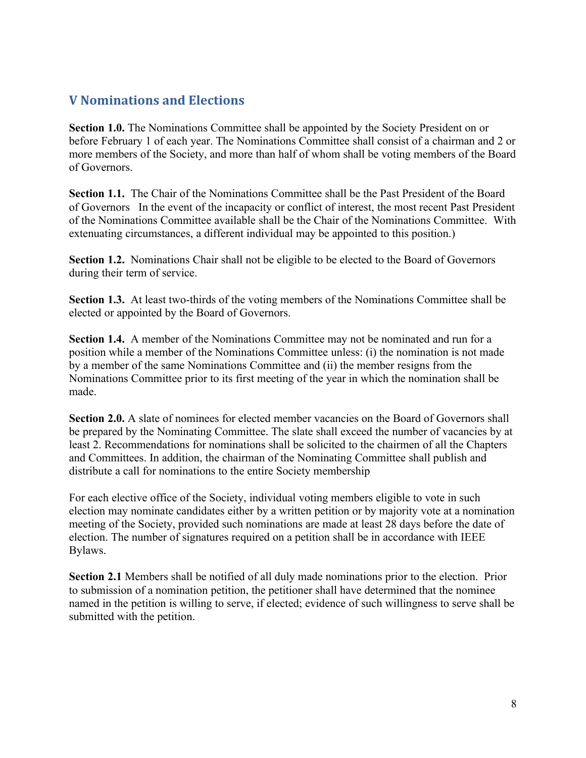## V Nominations and Elections

**Section 1.0.** The Nominations Committee shall be appointed by the Society President on or before February 1 of each year. The Nominations Committee shall consist of a chairman and 2 or more members of the Society, and more than half of whom shall be voting members of the Board of Governors.

**Section 1.1.** The Chair of the Nominations Committee shall be the Past President of the Board of Governors In the event of the incapacity or conflict of interest, the most recent Past President of the Nominations Committee available shall be the Chair of the Nominations Committee. With extenuating circumstances, a different individual may be appointed to this position.)

**Section 1.2.** Nominations Chair shall not be eligible to be elected to the Board of Governors during their term of service.

**Section 1.3.** At least two-thirds of the voting members of the Nominations Committee shall be elected or appointed by the Board of Governors.

**Section 1.4.** A member of the Nominations Committee may not be nominated and run for a position while a member of the Nominations Committee unless: (i) the nomination is not made by a member of the same Nominations Committee and (ii) the member resigns from the Nominations Committee prior to its first meeting of the year in which the nomination shall be made.

**Section 2.0.** A slate of nominees for elected member vacancies on the Board of Governors shall be prepared by the Nominating Committee. The slate shall exceed the number of vacancies by at least 2. Recommendations for nominations shall be solicited to the chairmen of all the Chapters and Committees. In addition, the chairman of the Nominating Committee shall publish and distribute a call for nominations to the entire Society membership

For each elective office of the Society, individual voting members eligible to vote in such election may nominate candidates either by a written petition or by majority vote at a nomination meeting of the Society, provided such nominations are made at least 28 days before the date of election. The number of signatures required on a petition shall be in accordance with IEEE Bylaws.

**Section 2.1** Members shall be notified of all duly made nominations prior to the election. Prior to submission of a nomination petition, the petitioner shall have determined that the nominee named in the petition is willing to serve, if elected; evidence of such willingness to serve shall be submitted with the petition.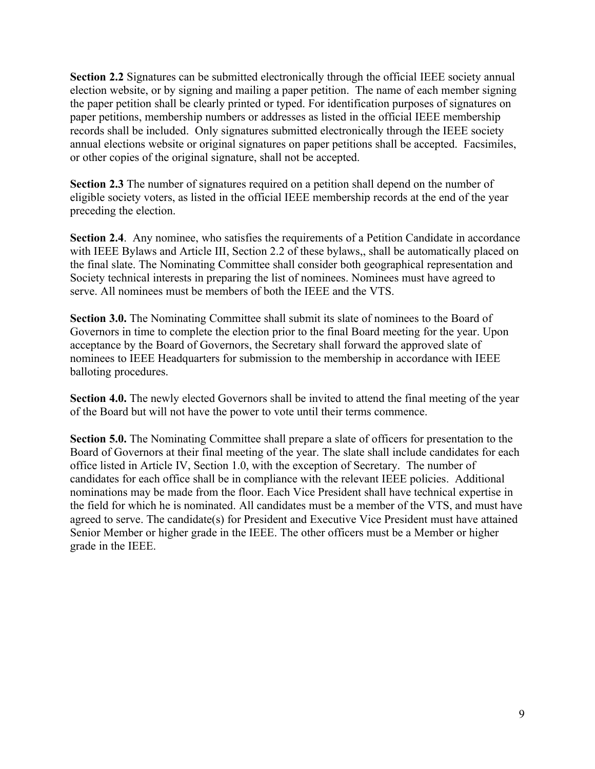**Section 2.2** Signatures can be submitted electronically through the official IEEE society annual election website, or by signing and mailing a paper petition. The name of each member signing the paper petition shall be clearly printed or typed. For identification purposes of signatures on paper petitions, membership numbers or addresses as listed in the official IEEE membership records shall be included. Only signatures submitted electronically through the IEEE society annual elections website or original signatures on paper petitions shall be accepted. Facsimiles, or other copies of the original signature, shall not be accepted.

**Section 2.3** The number of signatures required on a petition shall depend on the number of eligible society voters, as listed in the official IEEE membership records at the end of the year preceding the election.

**Section 2.4**. Any nominee, who satisfies the requirements of a Petition Candidate in accordance with IEEE Bylaws and Article III, Section 2.2 of these bylaws,, shall be automatically placed on the final slate. The Nominating Committee shall consider both geographical representation and Society technical interests in preparing the list of nominees. Nominees must have agreed to serve. All nominees must be members of both the IEEE and the VTS.

**Section 3.0.** The Nominating Committee shall submit its slate of nominees to the Board of Governors in time to complete the election prior to the final Board meeting for the year. Upon acceptance by the Board of Governors, the Secretary shall forward the approved slate of nominees to IEEE Headquarters for submission to the membership in accordance with IEEE balloting procedures.

**Section 4.0.** The newly elected Governors shall be invited to attend the final meeting of the year of the Board but will not have the power to vote until their terms commence.

**Section 5.0.** The Nominating Committee shall prepare a slate of officers for presentation to the Board of Governors at their final meeting of the year. The slate shall include candidates for each office listed in Article IV, Section 1.0, with the exception of Secretary. The number of candidates for each office shall be in compliance with the relevant IEEE policies. Additional nominations may be made from the floor. Each Vice President shall have technical expertise in the field for which he is nominated. All candidates must be a member of the VTS, and must have agreed to serve. The candidate(s) for President and Executive Vice President must have attained Senior Member or higher grade in the IEEE. The other officers must be a Member or higher grade in the IEEE.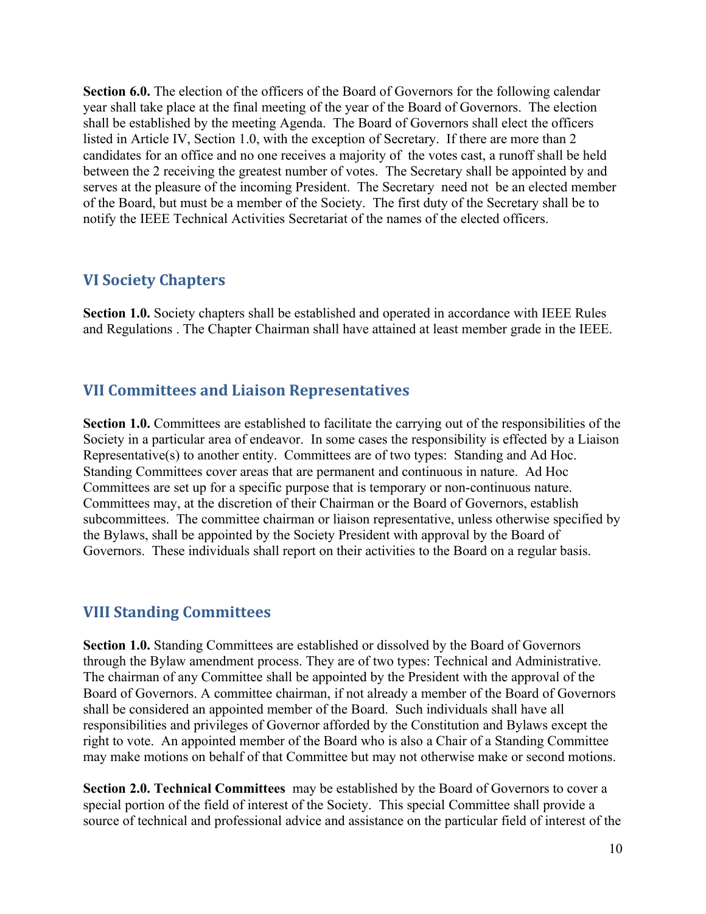**Section 6.0.** The election of the officers of the Board of Governors for the following calendar year shall take place at the final meeting of the year of the Board of Governors. The election shall be established by the meeting Agenda. The Board of Governors shall elect the officers listed in Article IV, Section 1.0, with the exception of Secretary. If there are more than 2 candidates for an office and no one receives a majority of the votes cast, a runoff shall be held between the 2 receiving the greatest number of votes. The Secretary shall be appointed by and serves at the pleasure of the incoming President. The Secretary need not be an elected member of the Board, but must be a member of the Society. The first duty of the Secretary shall be to notify the IEEE Technical Activities Secretariat of the names of the elected officers.

## VI Society Chapters

**Section 1.0.** Society chapters shall be established and operated in accordance with IEEE Rules and Regulations . The Chapter Chairman shall have attained at least member grade in the IEEE.

## VII Committees and Liaison Representatives

**Section 1.0.** Committees are established to facilitate the carrying out of the responsibilities of the Society in a particular area of endeavor. In some cases the responsibility is effected by a Liaison Representative(s) to another entity. Committees are of two types: Standing and Ad Hoc. Standing Committees cover areas that are permanent and continuous in nature. Ad Hoc Committees are set up for a specific purpose that is temporary or non-continuous nature. Committees may, at the discretion of their Chairman or the Board of Governors, establish subcommittees. The committee chairman or liaison representative, unless otherwise specified by the Bylaws, shall be appointed by the Society President with approval by the Board of Governors. These individuals shall report on their activities to the Board on a regular basis.

## VIII Standing Committees

**Section 1.0.** Standing Committees are established or dissolved by the Board of Governors through the Bylaw amendment process. They are of two types: Technical and Administrative. The chairman of any Committee shall be appointed by the President with the approval of the Board of Governors. A committee chairman, if not already a member of the Board of Governors shall be considered an appointed member of the Board. Such individuals shall have all responsibilities and privileges of Governor afforded by the Constitution and Bylaws except the right to vote. An appointed member of the Board who is also a Chair of a Standing Committee may make motions on behalf of that Committee but may not otherwise make or second motions.

**Section 2.0. Technical Committees** may be established by the Board of Governors to cover a special portion of the field of interest of the Society. This special Committee shall provide a source of technical and professional advice and assistance on the particular field of interest of the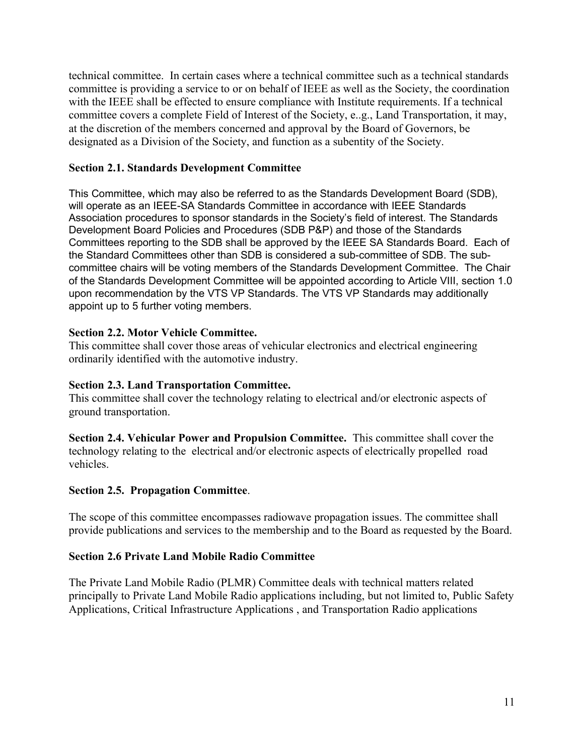technical committee. In certain cases where a technical committee such as a technical standards committee is providing a service to or on behalf of IEEE as well as the Society, the coordination with the IEEE shall be effected to ensure compliance with Institute requirements. If a technical committee covers a complete Field of Interest of the Society, e..g., Land Transportation, it may, at the discretion of the members concerned and approval by the Board of Governors, be designated as a Division of the Society, and function as a subentity of the Society.

**Section 2.1. Standards Development Committee**

This Committee, which may also be referred to as the Standards Development Board (SDB), will operate as an IEEE-SA Standards Committee in accordance with IEEE Standards Association procedures to sponsor standards in the Society's field of interest. The Standards Development Board Policies and Procedures (SDB P&P) and those of the Standards Committees reporting to the SDB shall be approved by the IEEE SA Standards Board. Each of the Standard Committees other than SDB is considered a sub-committee of SDB. The sub-committee chairs will be voting members of the Standards Development Committee. The Chair of the Standards Development Committee will be appointed according to Article VIII, section 1.0 upon recommendation by the VTS VP Standards. The VTS VP Standards may additionally appoint up to 5 further voting members.

**Section 2.2. Motor Vehicle Committee.**
This committee shall cover those areas of vehicular electronics and electrical engineering ordinarily identified with the automotive industry.

**Section 2.3. Land Transportation Committee.**
This committee shall cover the technology relating to electrical and/or electronic aspects of ground transportation.

**Section 2.4. Vehicular Power and Propulsion Committee.** This committee shall cover the technology relating to the electrical and/or electronic aspects of electrically propelled road vehicles.

**Section 2.5. Propagation Committee**.

The scope of this committee encompasses radiowave propagation issues. The committee shall provide publications and services to the membership and to the Board as requested by the Board.

**Section 2.6 Private Land Mobile Radio Committee**

The Private Land Mobile Radio (PLMR) Committee deals with technical matters related principally to Private Land Mobile Radio applications including, but not limited to, Public Safety Applications, Critical Infrastructure Applications , and Transportation Radio applications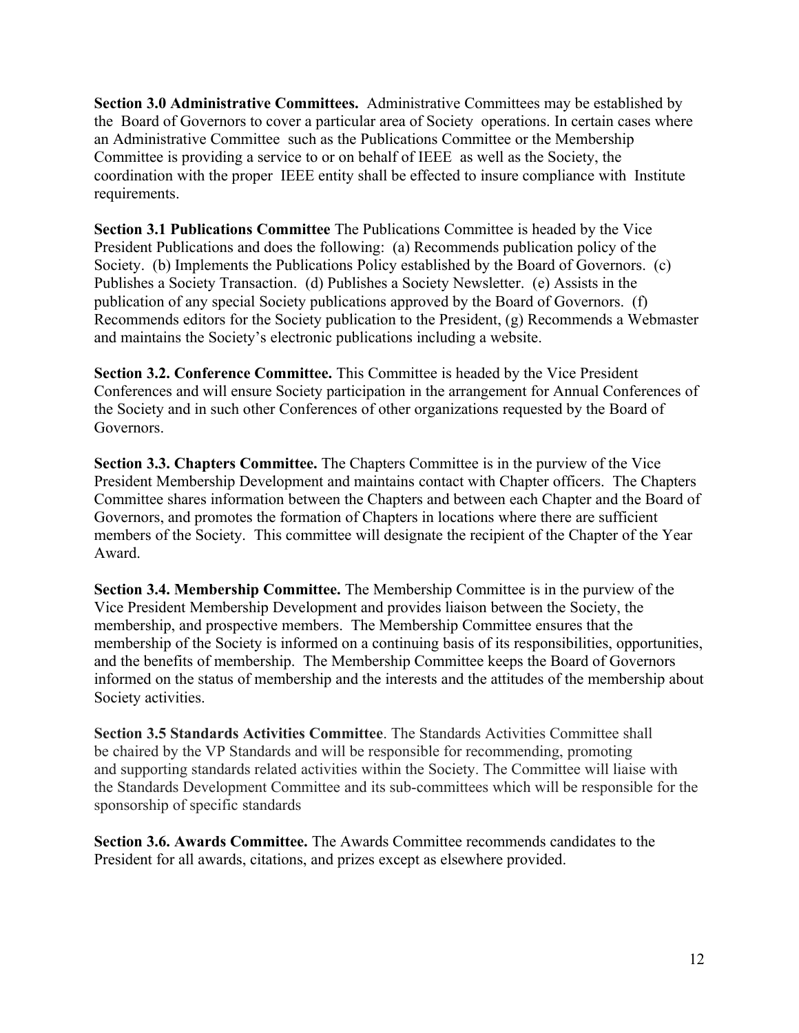**Section 3.0 Administrative Committees.** Administrative Committees may be established by the Board of Governors to cover a particular area of Society operations. In certain cases where an Administrative Committee such as the Publications Committee or the Membership Committee is providing a service to or on behalf of IEEE as well as the Society, the coordination with the proper IEEE entity shall be effected to insure compliance with Institute requirements.

**Section 3.1 Publications Committee** The Publications Committee is headed by the Vice President Publications and does the following: (a) Recommends publication policy of the Society. (b) Implements the Publications Policy established by the Board of Governors. (c) Publishes a Society Transaction. (d) Publishes a Society Newsletter. (e) Assists in the publication of any special Society publications approved by the Board of Governors. (f) Recommends editors for the Society publication to the President, (g) Recommends a Webmaster and maintains the Society's electronic publications including a website.

**Section 3.2. Conference Committee.** This Committee is headed by the Vice President Conferences and will ensure Society participation in the arrangement for Annual Conferences of the Society and in such other Conferences of other organizations requested by the Board of Governors.

**Section 3.3. Chapters Committee.** The Chapters Committee is in the purview of the Vice President Membership Development and maintains contact with Chapter officers. The Chapters Committee shares information between the Chapters and between each Chapter and the Board of Governors, and promotes the formation of Chapters in locations where there are sufficient members of the Society. This committee will designate the recipient of the Chapter of the Year Award.

**Section 3.4. Membership Committee.** The Membership Committee is in the purview of the Vice President Membership Development and provides liaison between the Society, the membership, and prospective members. The Membership Committee ensures that the membership of the Society is informed on a continuing basis of its responsibilities, opportunities, and the benefits of membership. The Membership Committee keeps the Board of Governors informed on the status of membership and the interests and the attitudes of the membership about Society activities.

**Section 3.5 Standards Activities Committee**. The Standards Activities Committee shall be chaired by the VP Standards and will be responsible for recommending, promoting and supporting standards related activities within the Society. The Committee will liaise with the Standards Development Committee and its sub-committees which will be responsible for the sponsorship of specific standards

**Section 3.6. Awards Committee.** The Awards Committee recommends candidates to the President for all awards, citations, and prizes except as elsewhere provided.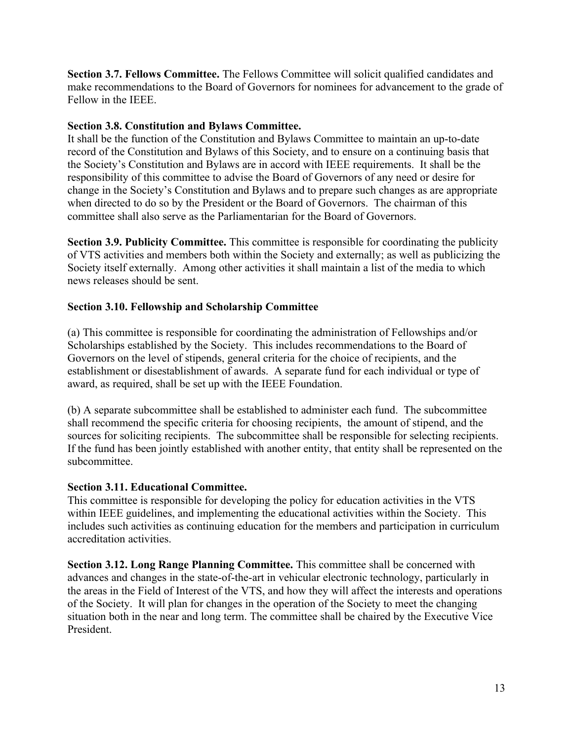**Section 3.7. Fellows Committee.** The Fellows Committee will solicit qualified candidates and make recommendations to the Board of Governors for nominees for advancement to the grade of Fellow in the IEEE.

**Section 3.8. Constitution and Bylaws Committee.**
It shall be the function of the Constitution and Bylaws Committee to maintain an up-to-date record of the Constitution and Bylaws of this Society, and to ensure on a continuing basis that the Society's Constitution and Bylaws are in accord with IEEE requirements. It shall be the responsibility of this committee to advise the Board of Governors of any need or desire for change in the Society's Constitution and Bylaws and to prepare such changes as are appropriate when directed to do so by the President or the Board of Governors. The chairman of this committee shall also serve as the Parliamentarian for the Board of Governors.

**Section 3.9. Publicity Committee.** This committee is responsible for coordinating the publicity of VTS activities and members both within the Society and externally; as well as publicizing the Society itself externally. Among other activities it shall maintain a list of the media to which news releases should be sent.

**Section 3.10. Fellowship and Scholarship Committee**

(a) This committee is responsible for coordinating the administration of Fellowships and/or Scholarships established by the Society. This includes recommendations to the Board of Governors on the level of stipends, general criteria for the choice of recipients, and the establishment or disestablishment of awards. A separate fund for each individual or type of award, as required, shall be set up with the IEEE Foundation.

(b) A separate subcommittee shall be established to administer each fund. The subcommittee shall recommend the specific criteria for choosing recipients, the amount of stipend, and the sources for soliciting recipients. The subcommittee shall be responsible for selecting recipients. If the fund has been jointly established with another entity, that entity shall be represented on the subcommittee.

**Section 3.11. Educational Committee.**
This committee is responsible for developing the policy for education activities in the VTS within IEEE guidelines, and implementing the educational activities within the Society. This includes such activities as continuing education for the members and participation in curriculum accreditation activities.

**Section 3.12. Long Range Planning Committee.** This committee shall be concerned with advances and changes in the state-of-the-art in vehicular electronic technology, particularly in the areas in the Field of Interest of the VTS, and how they will affect the interests and operations of the Society. It will plan for changes in the operation of the Society to meet the changing situation both in the near and long term. The committee shall be chaired by the Executive Vice President.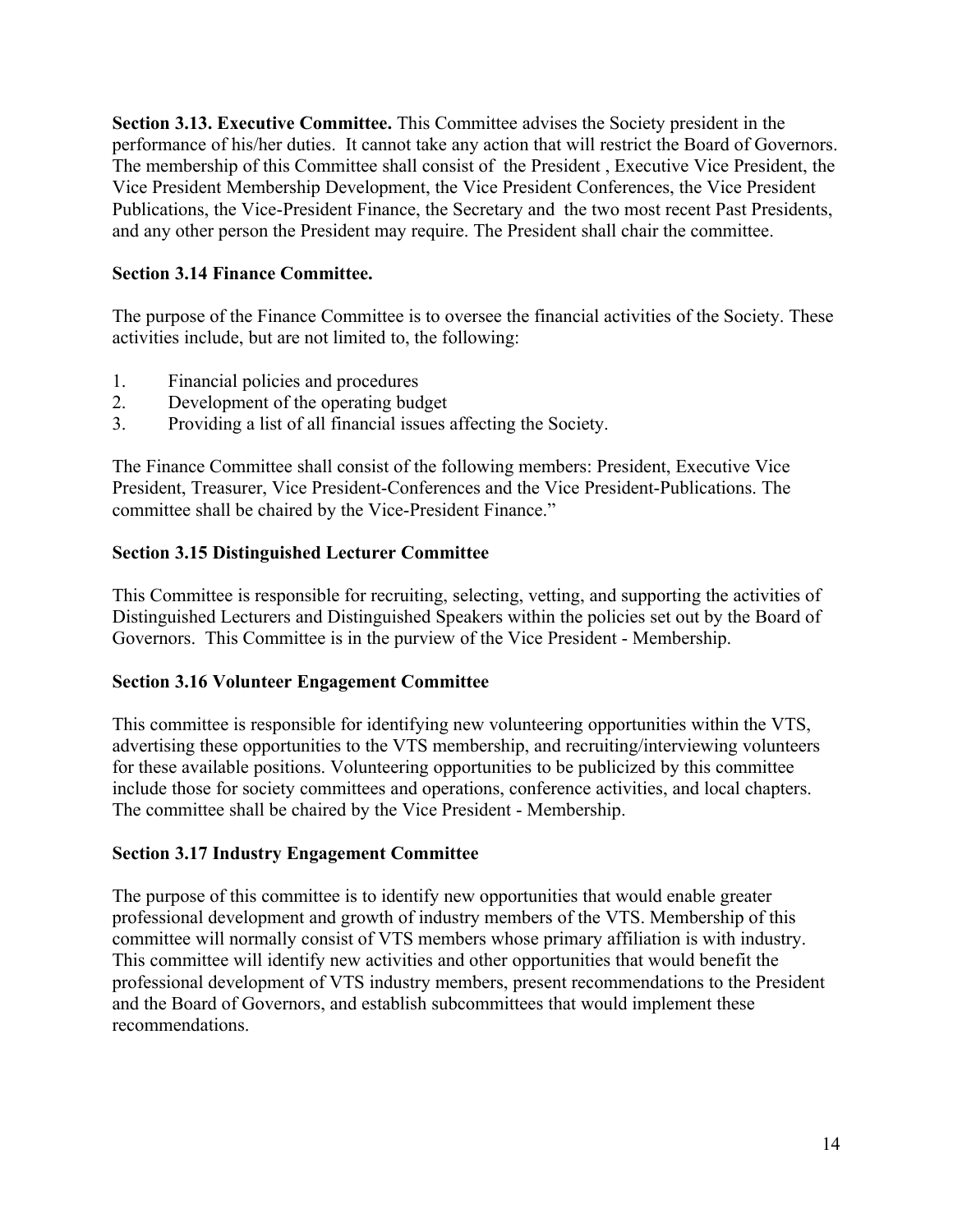**Section 3.13. Executive Committee.** This Committee advises the Society president in the performance of his/her duties. It cannot take any action that will restrict the Board of Governors. The membership of this Committee shall consist of the President , Executive Vice President, the Vice President Membership Development, the Vice President Conferences, the Vice President Publications, the Vice-President Finance, the Secretary and the two most recent Past Presidents, and any other person the President may require. The President shall chair the committee.

**Section 3.14 Finance Committee.**

The purpose of the Finance Committee is to oversee the financial activities of the Society. These activities include, but are not limited to, the following:

1. Financial policies and procedures
2. Development of the operating budget
3. Providing a list of all financial issues affecting the Society.

The Finance Committee shall consist of the following members: President, Executive Vice President, Treasurer, Vice President-Conferences and the Vice President-Publications. The committee shall be chaired by the Vice-President Finance."

**Section 3.15 Distinguished Lecturer Committee**

This Committee is responsible for recruiting, selecting, vetting, and supporting the activities of Distinguished Lecturers and Distinguished Speakers within the policies set out by the Board of Governors. This Committee is in the purview of the Vice President - Membership.

**Section 3.16 Volunteer Engagement Committee**

This committee is responsible for identifying new volunteering opportunities within the VTS, advertising these opportunities to the VTS membership, and recruiting/interviewing volunteers for these available positions. Volunteering opportunities to be publicized by this committee include those for society committees and operations, conference activities, and local chapters. The committee shall be chaired by the Vice President - Membership.

**Section 3.17 Industry Engagement Committee**

The purpose of this committee is to identify new opportunities that would enable greater professional development and growth of industry members of the VTS. Membership of this committee will normally consist of VTS members whose primary affiliation is with industry. This committee will identify new activities and other opportunities that would benefit the professional development of VTS industry members, present recommendations to the President and the Board of Governors, and establish subcommittees that would implement these recommendations.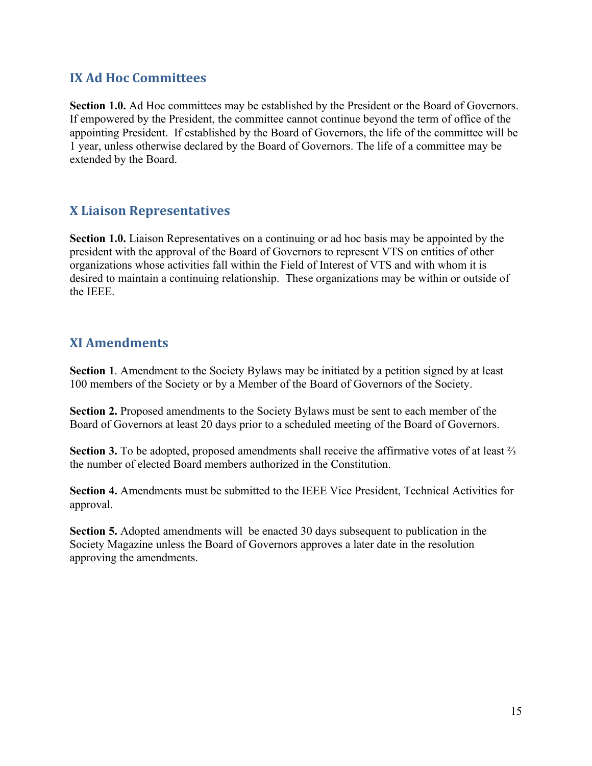## IX Ad Hoc Committees

**Section 1.0.** Ad Hoc committees may be established by the President or the Board of Governors. If empowered by the President, the committee cannot continue beyond the term of office of the appointing President. If established by the Board of Governors, the life of the committee will be 1 year, unless otherwise declared by the Board of Governors. The life of a committee may be extended by the Board.

## X Liaison Representatives

**Section 1.0.** Liaison Representatives on a continuing or ad hoc basis may be appointed by the president with the approval of the Board of Governors to represent VTS on entities of other organizations whose activities fall within the Field of Interest of VTS and with whom it is desired to maintain a continuing relationship. These organizations may be within or outside of the IEEE.

## XI Amendments

**Section 1**. Amendment to the Society Bylaws may be initiated by a petition signed by at least 100 members of the Society or by a Member of the Board of Governors of the Society.

**Section 2.** Proposed amendments to the Society Bylaws must be sent to each member of the Board of Governors at least 20 days prior to a scheduled meeting of the Board of Governors.

**Section 3.** To be adopted, proposed amendments shall receive the affirmative votes of at least ⅔ the number of elected Board members authorized in the Constitution.

**Section 4.** Amendments must be submitted to the IEEE Vice President, Technical Activities for approval.

**Section 5.** Adopted amendments will be enacted 30 days subsequent to publication in the Society Magazine unless the Board of Governors approves a later date in the resolution approving the amendments.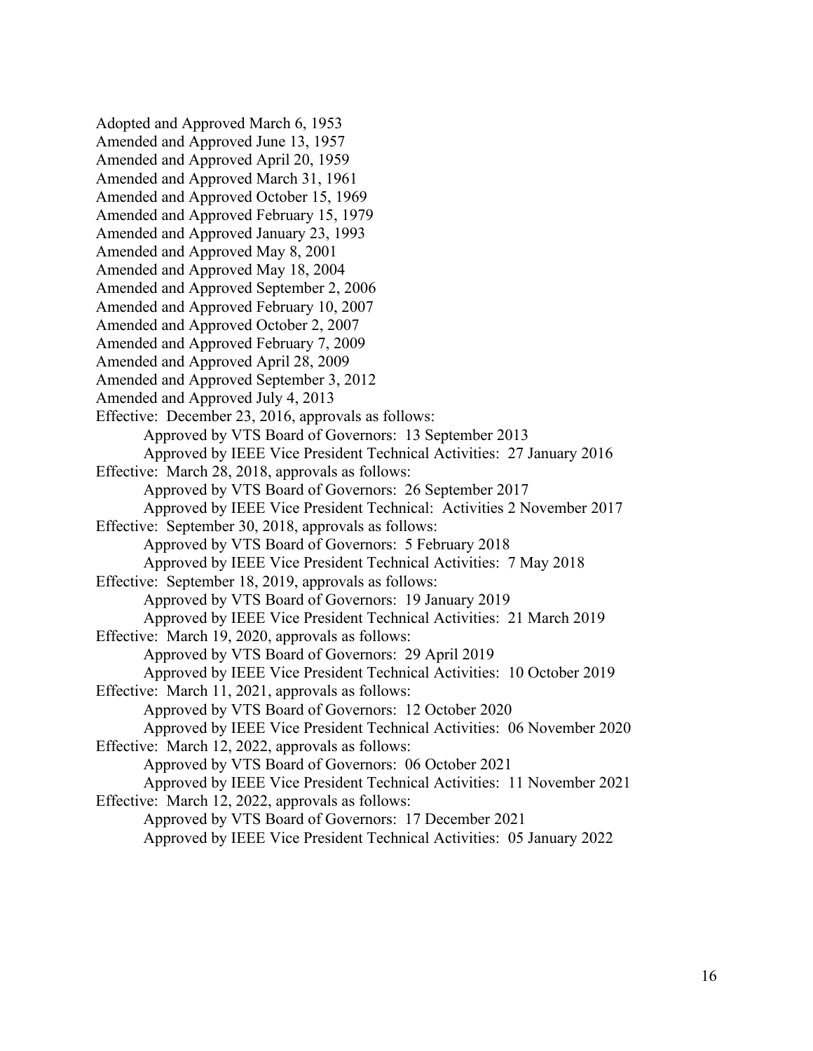Adopted and Approved March 6, 1953  
Amended and Approved June 13, 1957  
Amended and Approved April 20, 1959  
Amended and Approved March 31, 1961  
Amended and Approved October 15, 1969  
Amended and Approved February 15, 1979  
Amended and Approved January 23, 1993  
Amended and Approved May 8, 2001  
Amended and Approved May 18, 2004  
Amended and Approved September 2, 2006  
Amended and Approved February 10, 2007  
Amended and Approved October 2, 2007  
Amended and Approved February 7, 2009  
Amended and Approved April 28, 2009  
Amended and Approved September 3, 2012  
Amended and Approved July 4, 2013  
Effective: December 23, 2016, approvals as follows:

- Approved by VTS Board of Governors: 13 September 2013
- Approved by IEEE Vice President Technical Activities: 27 January 2016

Effective: March 28, 2018, approvals as follows:

- Approved by VTS Board of Governors: 26 September 2017
- Approved by IEEE Vice President Technical: Activities 2 November 2017

Effective: September 30, 2018, approvals as follows:

- Approved by VTS Board of Governors: 5 February 2018
- Approved by IEEE Vice President Technical Activities: 7 May 2018

Effective: September 18, 2019, approvals as follows:

- Approved by VTS Board of Governors: 19 January 2019
- Approved by IEEE Vice President Technical Activities: 21 March 2019

Effective: March 19, 2020, approvals as follows:

- Approved by VTS Board of Governors: 29 April 2019
- Approved by IEEE Vice President Technical Activities: 10 October 2019

Effective: March 11, 2021, approvals as follows:

- Approved by VTS Board of Governors: 12 October 2020
- Approved by IEEE Vice President Technical Activities: 06 November 2020

Effective: March 12, 2022, approvals as follows:

- Approved by VTS Board of Governors: 06 October 2021
- Approved by IEEE Vice President Technical Activities: 11 November 2021

Effective: March 12, 2022, approvals as follows:

- Approved by VTS Board of Governors: 17 December 2021
- Approved by IEEE Vice President Technical Activities: 05 January 2022